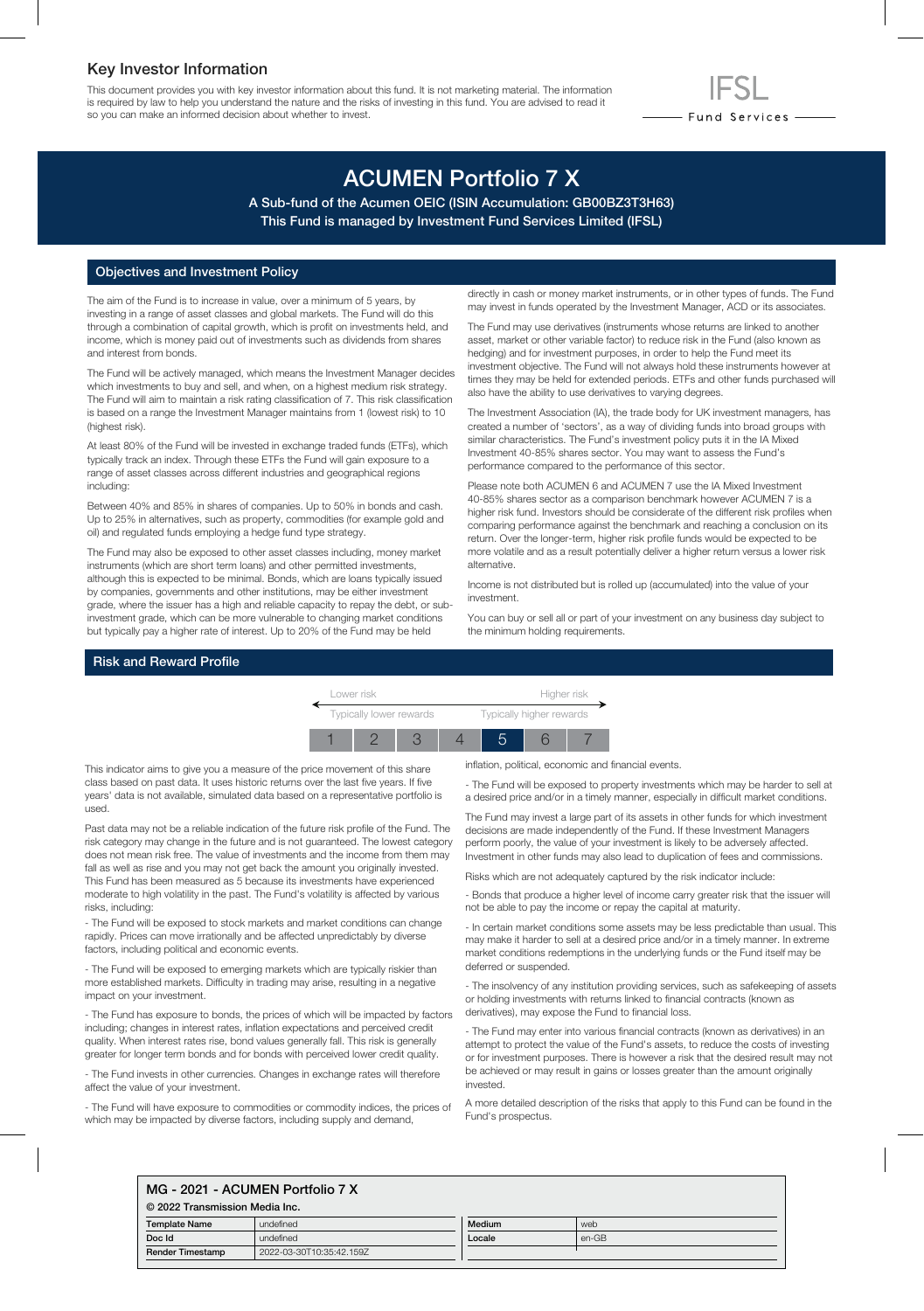## Key Investor Information

This document provides you with key investor information about this fund. It is not marketing material. The information is required by law to help you understand the nature and the risks of investing in this fund. You are advised to read it so you can make an informed decision about whether to invest.

IFSL Fund Services

# ACUMEN Portfolio 7 X

**A Sub-fund of the Acumen OEIC (ISIN Accumulation: GB00BZ3T3H63)**
**This Fund is managed by Investment Fund Services Limited (IFSL)**

## Objectives and Investment Policy

The aim of the Fund is to increase in value, over a minimum of 5 years, by investing in a range of asset classes and global markets. The Fund will do this through a combination of capital growth, which is profit on investments held, and income, which is money paid out of investments such as dividends from shares and interest from bonds.

The Fund will be actively managed, which means the Investment Manager decides which investments to buy and sell, and when, on a highest medium risk strategy. The Fund will aim to maintain a risk rating classification of 7. This risk classification is based on a range the Investment Manager maintains from 1 (lowest risk) to 10 (highest risk).

At least 80% of the Fund will be invested in exchange traded funds (ETFs), which typically track an index. Through these ETFs the Fund will gain exposure to a range of asset classes across different industries and geographical regions including:

Between 40% and 85% in shares of companies. Up to 50% in bonds and cash. Up to 25% in alternatives, such as property, commodities (for example gold and oil) and regulated funds employing a hedge fund type strategy.

The Fund may also be exposed to other asset classes including, money market instruments (which are short term loans) and other permitted investments, although this is expected to be minimal. Bonds, which are loans typically issued by companies, governments and other institutions, may be either investment grade, where the issuer has a high and reliable capacity to repay the debt, or sub-investment grade, which can be more vulnerable to changing market conditions but typically pay a higher rate of interest. Up to 20% of the Fund may be held directly in cash or money market instruments, or in other types of funds. The Fund may invest in funds operated by the Investment Manager, ACD or its associates.

The Fund may use derivatives (instruments whose returns are linked to another asset, market or other variable factor) to reduce risk in the Fund (also known as hedging) and for investment purposes, in order to help the Fund meet its investment objective. The Fund will not always hold these instruments however at times they may be held for extended periods. ETFs and other funds purchased will also have the ability to use derivatives to varying degrees.

The Investment Association (IA), the trade body for UK investment managers, has created a number of 'sectors', as a way of dividing funds into broad groups with similar characteristics. The Fund's investment policy puts it in the IA Mixed Investment 40-85% shares sector. You may want to assess the Fund's performance compared to the performance of this sector.

Please note both ACUMEN 6 and ACUMEN 7 use the IA Mixed Investment 40-85% shares sector as a comparison benchmark however ACUMEN 7 is a higher risk fund. Investors should be considerate of the different risk profiles when comparing performance against the benchmark and reaching a conclusion on its return. Over the longer-term, higher risk profile funds would be expected to be more volatile and as a result potentially deliver a higher return versus a lower risk alternative.

Income is not distributed but is rolled up (accumulated) into the value of your investment.

You can buy or sell all or part of your investment on any business day subject to the minimum holding requirements.

## Risk and Reward Profile

| Lower risk | | | | | | Higher risk |
|---|---|---|---|---|---|---|
| Typically lower rewards | | | | | | Typically higher rewards |
| 1 | 2 | 3 | 4 | **5** | 6 | 7 |

This indicator aims to give you a measure of the price movement of this share class based on past data. It uses historic returns over the last five years. If five years' data is not available, simulated data based on a representative portfolio is used.

Past data may not be a reliable indication of the future risk profile of the Fund. The risk category may change in the future and is not guaranteed. The lowest category does not mean risk free. The value of investments and the income from them may fall as well as rise and you may not get back the amount you originally invested. This Fund has been measured as 5 because its investments have experienced moderate to high volatility in the past. The Fund's volatility is affected by various risks, including:

- The Fund will be exposed to stock markets and market conditions can change rapidly. Prices can move irrationally and be affected unpredictably by diverse factors, including political and economic events.

- The Fund will be exposed to emerging markets which are typically riskier than more established markets. Difficulty in trading may arise, resulting in a negative impact on your investment.

- The Fund has exposure to bonds, the prices of which will be impacted by factors including; changes in interest rates, inflation expectations and perceived credit quality. When interest rates rise, bond values generally fall. This risk is generally greater for longer term bonds and for bonds with perceived lower credit quality.

- The Fund invests in other currencies. Changes in exchange rates will therefore affect the value of your investment.

- The Fund will have exposure to commodities or commodity indices, the prices of which may be impacted by diverse factors, including supply and demand, inflation, political, economic and financial events.

- The Fund will be exposed to property investments which may be harder to sell at a desired price and/or in a timely manner, especially in difficult market conditions.

The Fund may invest a large part of its assets in other funds for which investment decisions are made independently of the Fund. If these Investment Managers perform poorly, the value of your investment is likely to be adversely affected. Investment in other funds may also lead to duplication of fees and commissions.

Risks which are not adequately captured by the risk indicator include:

- Bonds that produce a higher level of income carry greater risk that the issuer will not be able to pay the income or repay the capital at maturity.

- In certain market conditions some assets may be less predictable than usual. This may make it harder to sell at a desired price and/or in a timely manner. In extreme market conditions redemptions in the underlying funds or the Fund itself may be deferred or suspended.

- The insolvency of any institution providing services, such as safekeeping of assets or holding investments with returns linked to financial contracts (known as derivatives), may expose the Fund to financial loss.

- The Fund may enter into various financial contracts (known as derivatives) in an attempt to protect the value of the Fund's assets, to reduce the costs of investing or for investment purposes. There is however a risk that the desired result may not be achieved or may result in gains or losses greater than the amount originally invested.

A more detailed description of the risks that apply to this Fund can be found in the Fund's prospectus.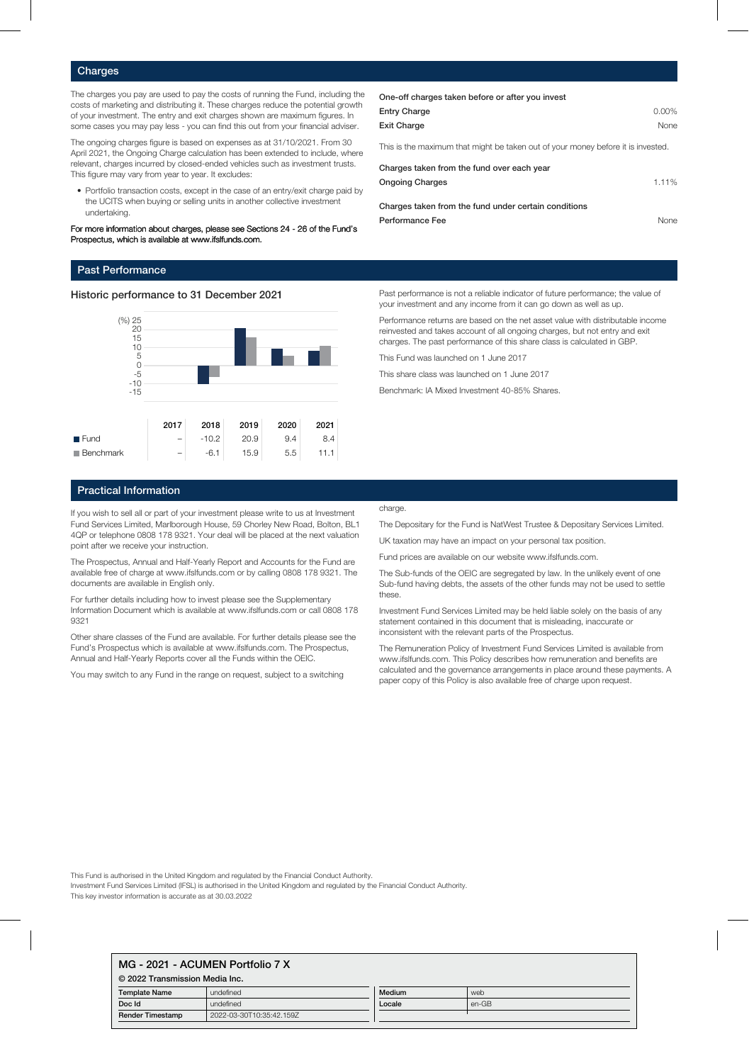## Charges

The charges you pay are used to pay the costs of running the Fund, including the costs of marketing and distributing it. These charges reduce the potential growth of your investment. The entry and exit charges shown are maximum figures. In some cases you may pay less - you can find this out from your financial adviser.

The ongoing charges figure is based on expenses as at 31/10/2021. From 30 April 2021, the Ongoing Charge calculation has been extended to include, where relevant, charges incurred by closed-ended vehicles such as investment trusts. This figure may vary from year to year. It excludes:

- Portfolio transaction costs, except in the case of an entry/exit charge paid by the UCITS when buying or selling units in another collective investment undertaking.

For more information about charges, please see Sections 24 - 26 of the Fund's Prospectus, which is available at www.ifslfunds.com.

| | |
|---|---|
| **One-off charges taken before or after you invest** | |
| **Entry Charge** | 0.00% |
| **Exit Charge** | None |
| This is the maximum that might be taken out of your money before it is invested. | |
| **Charges taken from the fund over each year** | |
| **Ongoing Charges** | 1.11% |
| **Charges taken from the fund under certain conditions** | |
| **Performance Fee** | None |

## Past Performance

### Historic performance to 31 December 2021

(%) 25
20
15
10
5
0
-5
-10
-15

| | 2017 | 2018 | 2019 | 2020 | 2021 |
|---|---|---|---|---|---|
| Fund | – | -10.2 | 20.9 | 9.4 | 8.4 |
| Benchmark | – | -6.1 | 15.9 | 5.5 | 11.1 |

Past performance is not a reliable indicator of future performance; the value of your investment and any income from it can go down as well as up.

Performance returns are based on the net asset value with distributable income reinvested and takes account of all ongoing charges, but not entry and exit charges. The past performance of this share class is calculated in GBP.

This Fund was launched on 1 June 2017

This share class was launched on 1 June 2017

Benchmark: IA Mixed Investment 40-85% Shares.

## Practical Information

If you wish to sell all or part of your investment please write to us at Investment Fund Services Limited, Marlborough House, 59 Chorley New Road, Bolton, BL1 4QP or telephone 0808 178 9321. Your deal will be placed at the next valuation point after we receive your instruction.

The Prospectus, Annual and Half-Yearly Report and Accounts for the Fund are available free of charge at www.ifslfunds.com or by calling 0808 178 9321. The documents are available in English only.

For further details including how to invest please see the Supplementary Information Document which is available at www.ifslfunds.com or call 0808 178 9321

Other share classes of the Fund are available. For further details please see the Fund's Prospectus which is available at www.ifslfunds.com. The Prospectus, Annual and Half-Yearly Reports cover all the Funds within the OEIC.

You may switch to any Fund in the range on request, subject to a switching charge.

The Depositary for the Fund is NatWest Trustee & Depositary Services Limited.

UK taxation may have an impact on your personal tax position.

Fund prices are available on our website www.ifslfunds.com.

The Sub-funds of the OEIC are segregated by law. In the unlikely event of one Sub-fund having debts, the assets of the other funds may not be used to settle these.

Investment Fund Services Limited may be held liable solely on the basis of any statement contained in this document that is misleading, inaccurate or inconsistent with the relevant parts of the Prospectus.

The Remuneration Policy of Investment Fund Services Limited is available from www.ifslfunds.com. This Policy describes how remuneration and benefits are calculated and the governance arrangements in place around these payments. A paper copy of this Policy is also available free of charge upon request.

This Fund is authorised in the United Kingdom and regulated by the Financial Conduct Authority.
Investment Fund Services Limited (IFSL) is authorised in the United Kingdom and regulated by the Financial Conduct Authority.
This key investor information is accurate as at 30.03.2022

**MG - 2021 - ACUMEN Portfolio 7 X**
**© 2022 Transmission Media Inc.**

| | | | |
|---|---|---|---|
| **Template Name** | undefined | **Medium** | web |
| **Doc Id** | undefined | **Locale** | en-GB |
| **Render Timestamp** | 2022-03-30T10:35:42.159Z | | |